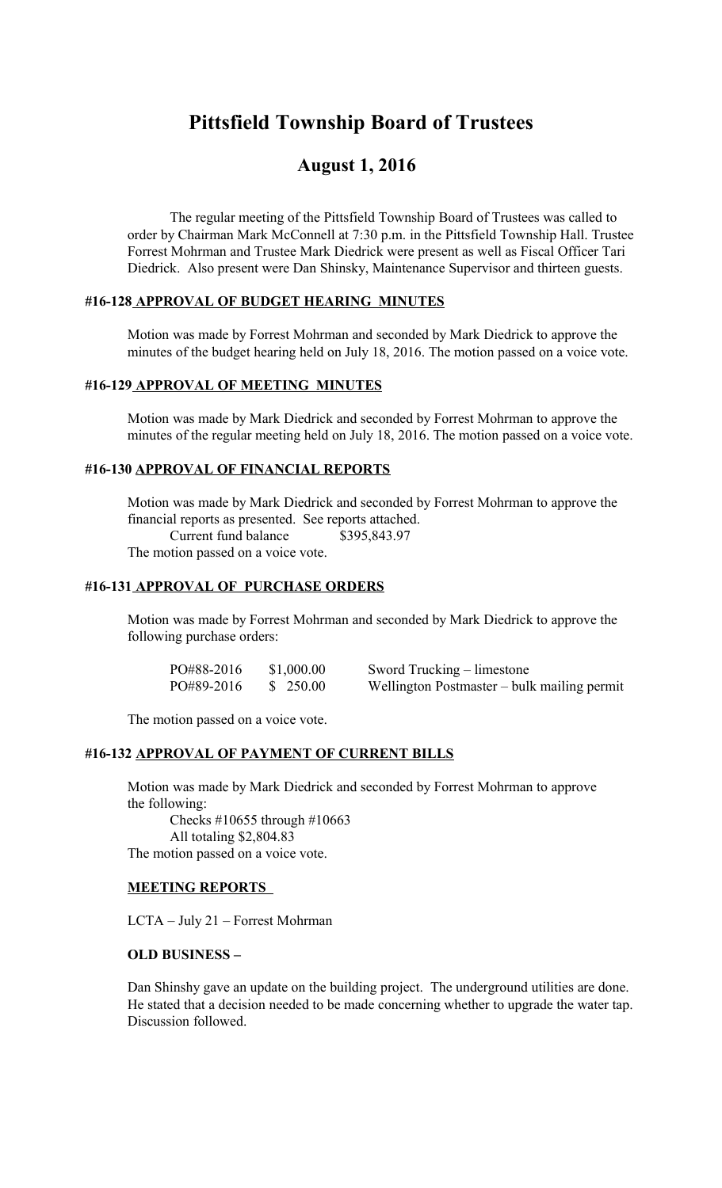# Pittsfield Township Board of Trustees

## August 1, 2016

The regular meeting of the Pittsfield Township Board of Trustees was called to order by Chairman Mark McConnell at 7:30 p.m. in the Pittsfield Township Hall. Trustee Forrest Mohrman and Trustee Mark Diedrick were present as well as Fiscal Officer Tari Diedrick. Also present were Dan Shinsky, Maintenance Supervisor and thirteen guests.

### #16-128 APPROVAL OF BUDGET HEARING MINUTES

Motion was made by Forrest Mohrman and seconded by Mark Diedrick to approve the minutes of the budget hearing held on July 18, 2016. The motion passed on a voice vote.

### #16-129 APPROVAL OF MEETING MINUTES

Motion was made by Mark Diedrick and seconded by Forrest Mohrman to approve the minutes of the regular meeting held on July 18, 2016. The motion passed on a voice vote.

### #16-130 APPROVAL OF FINANCIAL REPORTS

Motion was made by Mark Diedrick and seconded by Forrest Mohrman to approve the financial reports as presented. See reports attached.

Current fund balance $395,843.97

The motion passed on a voice vote.

### #16-131 APPROVAL OF PURCHASE ORDERS

Motion was made by Forrest Mohrman and seconded by Mark Diedrick to approve the following purchase orders:

| | | |
|---|---|---|
| PO#88-2016 | $1,000.00 | Sword Trucking – limestone |
| PO#89-2016 | $ 250.00 | Wellington Postmaster – bulk mailing permit |

The motion passed on a voice vote.

### #16-132 APPROVAL OF PAYMENT OF CURRENT BILLS

Motion was made by Mark Diedrick and seconded by Forrest Mohrman to approve the following:

Checks #10655 through #10663

All totaling $2,804.83

The motion passed on a voice vote.

### MEETING REPORTS

LCTA – July 21 – Forrest Mohrman

### OLD BUSINESS –

Dan Shinshy gave an update on the building project. The underground utilities are done. He stated that a decision needed to be made concerning whether to upgrade the water tap. Discussion followed.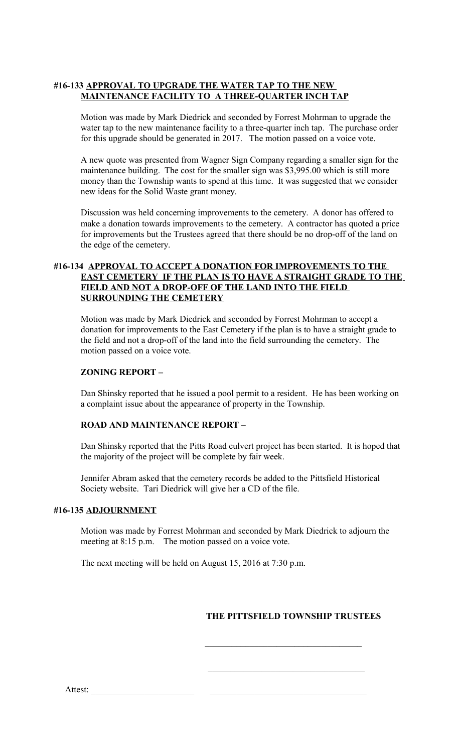**#16-133 <u>APPROVAL TO UPGRADE THE WATER TAP TO THE NEW MAINTENANCE FACILITY TO A THREE-QUARTER INCH TAP</u>**

Motion was made by Mark Diedrick and seconded by Forrest Mohrman to upgrade the water tap to the new maintenance facility to a three-quarter inch tap. The purchase order for this upgrade should be generated in 2017. The motion passed on a voice vote.

A new quote was presented from Wagner Sign Company regarding a smaller sign for the maintenance building. The cost for the smaller sign was $3,995.00 which is still more money than the Township wants to spend at this time. It was suggested that we consider new ideas for the Solid Waste grant money.

Discussion was held concerning improvements to the cemetery. A donor has offered to make a donation towards improvements to the cemetery. A contractor has quoted a price for improvements but the Trustees agreed that there should be no drop-off of the land on the edge of the cemetery.

**#16-134 <u>APPROVAL TO ACCEPT A DONATION FOR IMPROVEMENTS TO THE EAST CEMETERY IF THE PLAN IS TO HAVE A STRAIGHT GRADE TO THE FIELD AND NOT A DROP-OFF OF THE LAND INTO THE FIELD SURROUNDING THE CEMETERY</u>**

Motion was made by Mark Diedrick and seconded by Forrest Mohrman to accept a donation for improvements to the East Cemetery if the plan is to have a straight grade to the field and not a drop-off of the land into the field surrounding the cemetery. The motion passed on a voice vote.

**ZONING REPORT –**

Dan Shinsky reported that he issued a pool permit to a resident. He has been working on a complaint issue about the appearance of property in the Township.

**ROAD AND MAINTENANCE REPORT –**

Dan Shinsky reported that the Pitts Road culvert project has been started. It is hoped that the majority of the project will be complete by fair week.

Jennifer Abram asked that the cemetery records be added to the Pittsfield Historical Society website. Tari Diedrick will give her a CD of the file.

**#16-135 <u>ADJOURNMENT</u>**

Motion was made by Forrest Mohrman and seconded by Mark Diedrick to adjourn the meeting at 8:15 p.m. The motion passed on a voice vote.

The next meeting will be held on August 15, 2016 at 7:30 p.m.

**THE PITTSFIELD TOWNSHIP TRUSTEES**

\_\_\_\_\_\_\_\_\_\_\_\_\_\_\_\_\_\_\_\_\_\_\_\_\_\_\_\_\_\_\_\_\_\_

\_\_\_\_\_\_\_\_\_\_\_\_\_\_\_\_\_\_\_\_\_\_\_\_\_\_\_\_\_\_\_\_\_\_

Attest: \_\_\_\_\_\_\_\_\_\_\_\_\_\_\_\_\_\_\_\_\_\_ \_\_\_\_\_\_\_\_\_\_\_\_\_\_\_\_\_\_\_\_\_\_\_\_\_\_\_\_\_\_\_\_\_\_